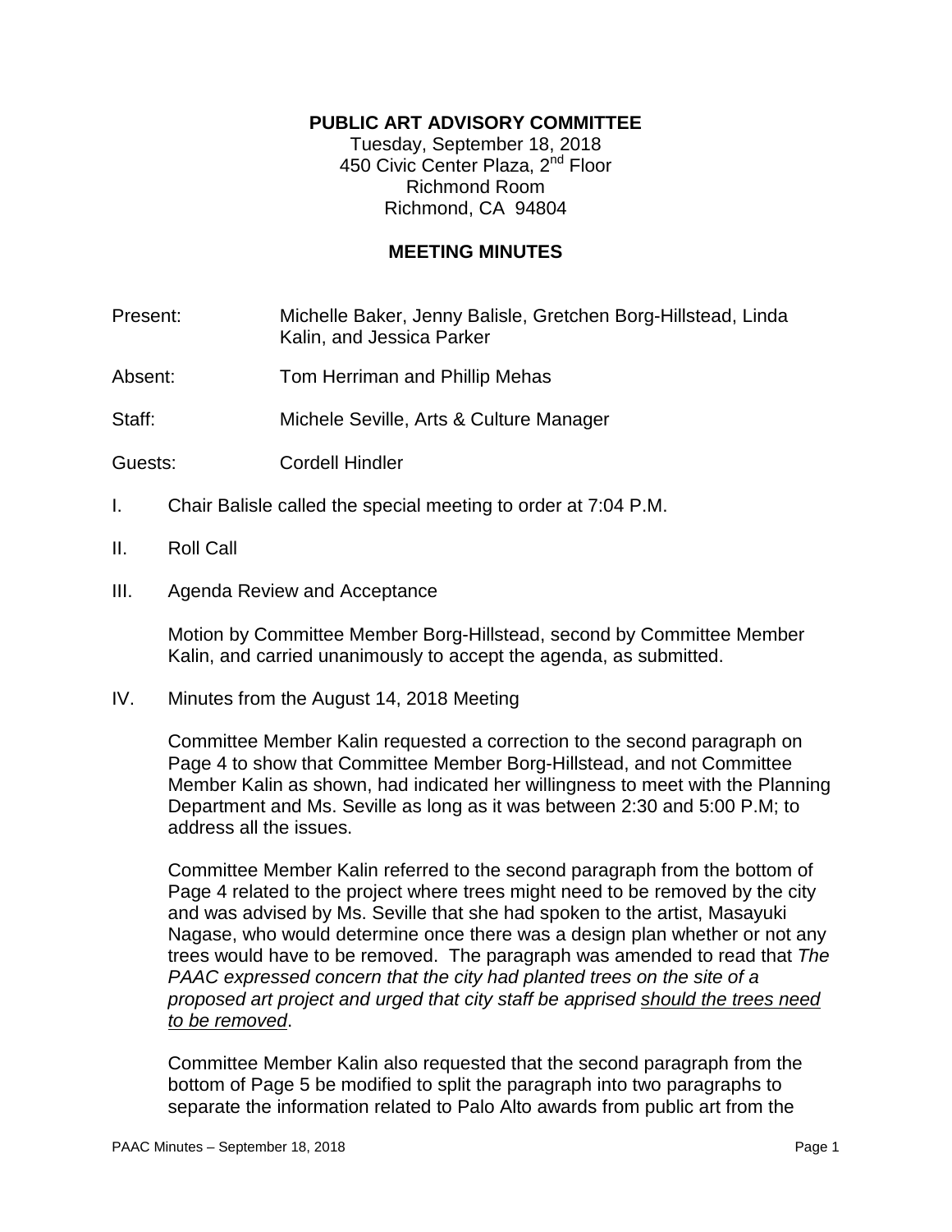**PUBLIC ART ADVISORY COMMITTEE**

Tuesday, September 18, 2018
450 Civic Center Plaza, 2nd Floor
Richmond Room
Richmond, CA 94804

**MEETING MINUTES**

Present: Michelle Baker, Jenny Balisle, Gretchen Borg-Hillstead, Linda Kalin, and Jessica Parker

Absent: Tom Herriman and Phillip Mehas

Staff: Michele Seville, Arts & Culture Manager

Guests: Cordell Hindler

I. Chair Balisle called the special meeting to order at 7:04 P.M.

II. Roll Call

III. Agenda Review and Acceptance

Motion by Committee Member Borg-Hillstead, second by Committee Member Kalin, and carried unanimously to accept the agenda, as submitted.

IV. Minutes from the August 14, 2018 Meeting

Committee Member Kalin requested a correction to the second paragraph on Page 4 to show that Committee Member Borg-Hillstead, and not Committee Member Kalin as shown, had indicated her willingness to meet with the Planning Department and Ms. Seville as long as it was between 2:30 and 5:00 P.M; to address all the issues.

Committee Member Kalin referred to the second paragraph from the bottom of Page 4 related to the project where trees might need to be removed by the city and was advised by Ms. Seville that she had spoken to the artist, Masayuki Nagase, who would determine once there was a design plan whether or not any trees would have to be removed. The paragraph was amended to read that *The PAAC expressed concern that the city had planted trees on the site of a proposed art project and urged that city staff be apprised <u>should the trees need to be removed</u>*.

Committee Member Kalin also requested that the second paragraph from the bottom of Page 5 be modified to split the paragraph into two paragraphs to separate the information related to Palo Alto awards from public art from the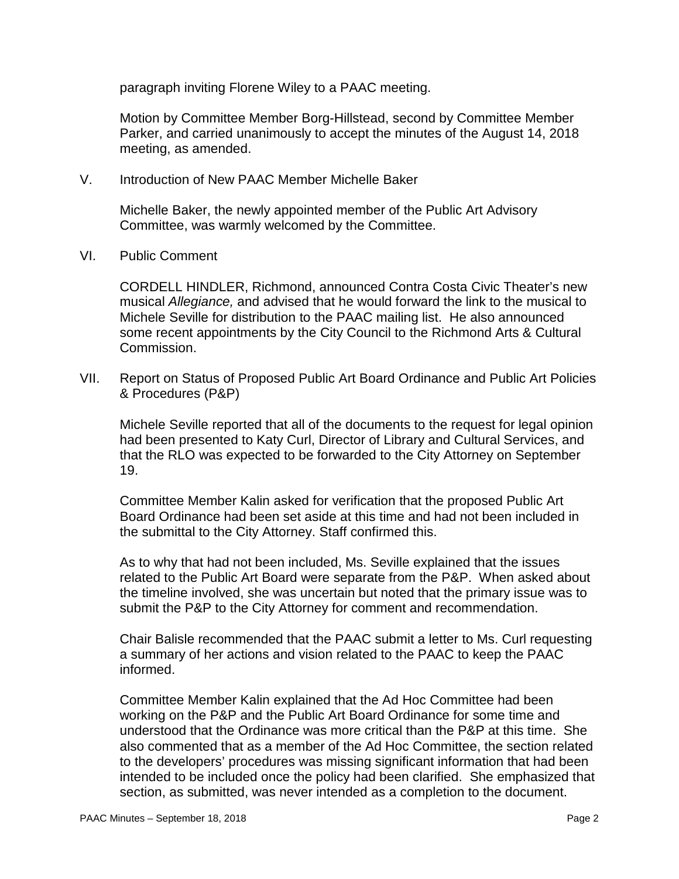paragraph inviting Florene Wiley to a PAAC meeting.

Motion by Committee Member Borg-Hillstead, second by Committee Member Parker, and carried unanimously to accept the minutes of the August 14, 2018 meeting, as amended.

V. Introduction of New PAAC Member Michelle Baker

Michelle Baker, the newly appointed member of the Public Art Advisory Committee, was warmly welcomed by the Committee.

VI. Public Comment

CORDELL HINDLER, Richmond, announced Contra Costa Civic Theater's new musical *Allegiance,* and advised that he would forward the link to the musical to Michele Seville for distribution to the PAAC mailing list. He also announced some recent appointments by the City Council to the Richmond Arts & Cultural Commission.

VII. Report on Status of Proposed Public Art Board Ordinance and Public Art Policies & Procedures (P&P)

Michele Seville reported that all of the documents to the request for legal opinion had been presented to Katy Curl, Director of Library and Cultural Services, and that the RLO was expected to be forwarded to the City Attorney on September 19.

Committee Member Kalin asked for verification that the proposed Public Art Board Ordinance had been set aside at this time and had not been included in the submittal to the City Attorney. Staff confirmed this.

As to why that had not been included, Ms. Seville explained that the issues related to the Public Art Board were separate from the P&P. When asked about the timeline involved, she was uncertain but noted that the primary issue was to submit the P&P to the City Attorney for comment and recommendation.

Chair Balisle recommended that the PAAC submit a letter to Ms. Curl requesting a summary of her actions and vision related to the PAAC to keep the PAAC informed.

Committee Member Kalin explained that the Ad Hoc Committee had been working on the P&P and the Public Art Board Ordinance for some time and understood that the Ordinance was more critical than the P&P at this time. She also commented that as a member of the Ad Hoc Committee, the section related to the developers' procedures was missing significant information that had been intended to be included once the policy had been clarified. She emphasized that section, as submitted, was never intended as a completion to the document.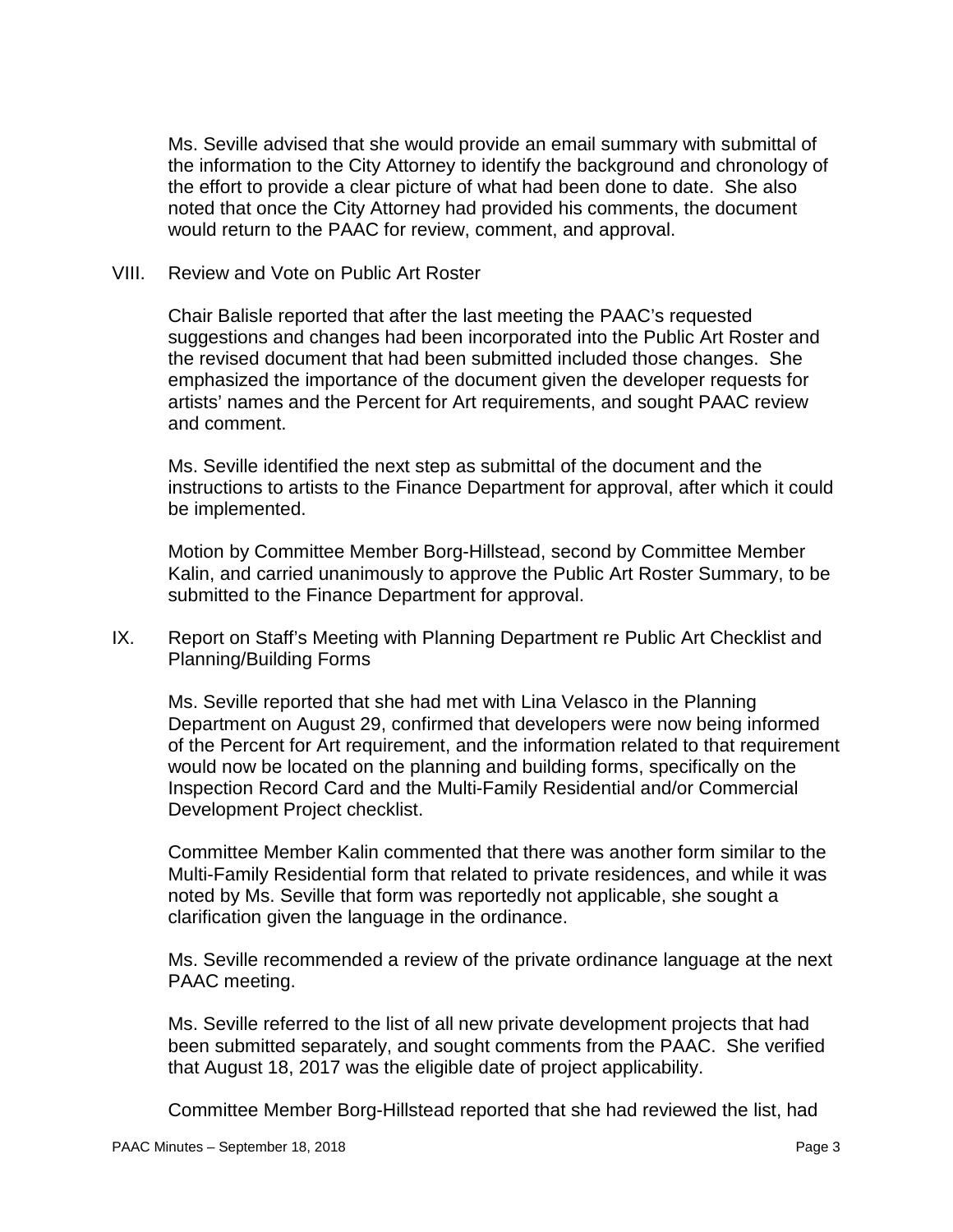Ms. Seville advised that she would provide an email summary with submittal of the information to the City Attorney to identify the background and chronology of the effort to provide a clear picture of what had been done to date. She also noted that once the City Attorney had provided his comments, the document would return to the PAAC for review, comment, and approval.

## VIII. Review and Vote on Public Art Roster

Chair Balisle reported that after the last meeting the PAAC's requested suggestions and changes had been incorporated into the Public Art Roster and the revised document that had been submitted included those changes. She emphasized the importance of the document given the developer requests for artists' names and the Percent for Art requirements, and sought PAAC review and comment.

Ms. Seville identified the next step as submittal of the document and the instructions to artists to the Finance Department for approval, after which it could be implemented.

Motion by Committee Member Borg-Hillstead, second by Committee Member Kalin, and carried unanimously to approve the Public Art Roster Summary, to be submitted to the Finance Department for approval.

## IX. Report on Staff's Meeting with Planning Department re Public Art Checklist and Planning/Building Forms

Ms. Seville reported that she had met with Lina Velasco in the Planning Department on August 29, confirmed that developers were now being informed of the Percent for Art requirement, and the information related to that requirement would now be located on the planning and building forms, specifically on the Inspection Record Card and the Multi-Family Residential and/or Commercial Development Project checklist.

Committee Member Kalin commented that there was another form similar to the Multi-Family Residential form that related to private residences, and while it was noted by Ms. Seville that form was reportedly not applicable, she sought a clarification given the language in the ordinance.

Ms. Seville recommended a review of the private ordinance language at the next PAAC meeting.

Ms. Seville referred to the list of all new private development projects that had been submitted separately, and sought comments from the PAAC. She verified that August 18, 2017 was the eligible date of project applicability.

Committee Member Borg-Hillstead reported that she had reviewed the list, had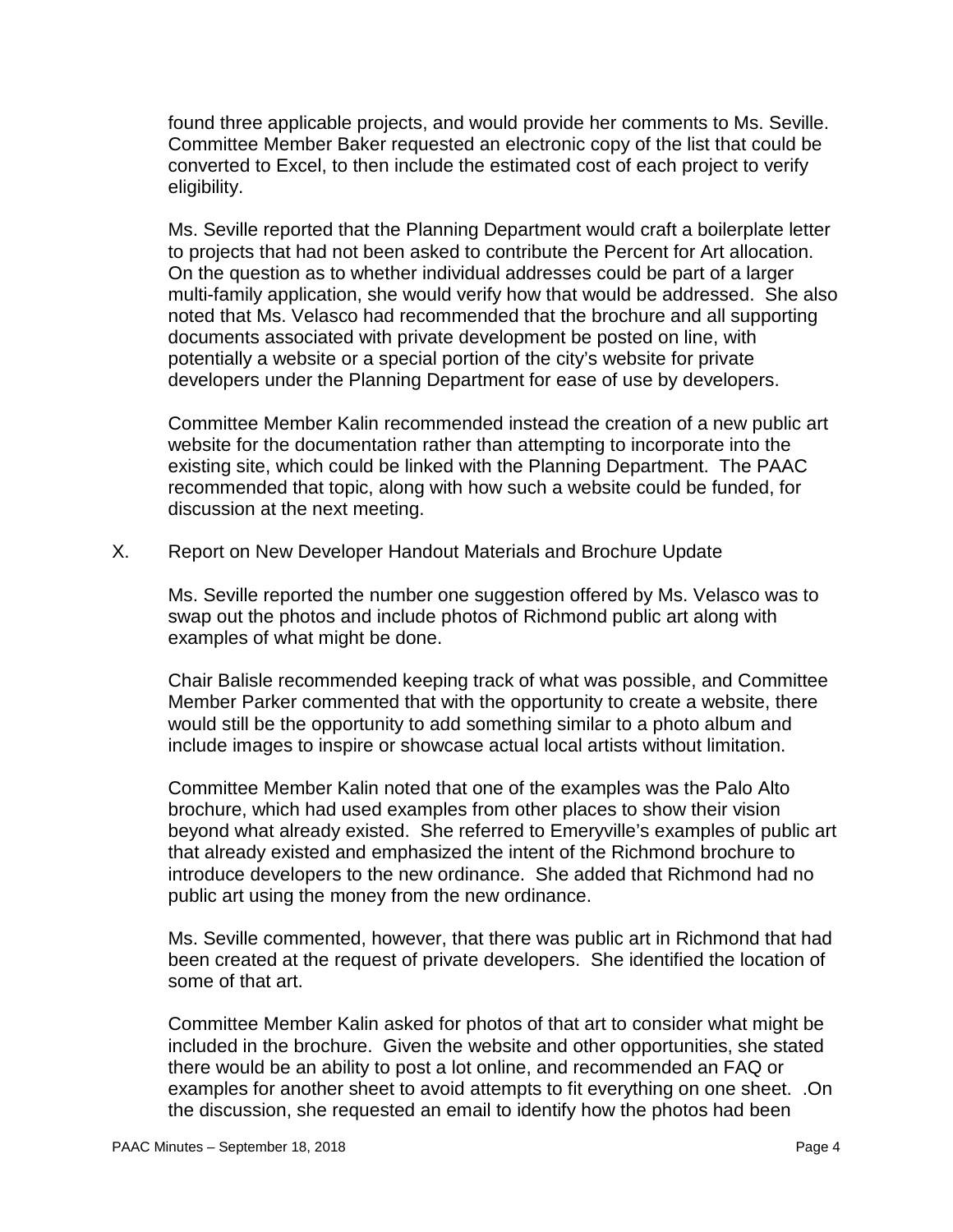found three applicable projects, and would provide her comments to Ms. Seville. Committee Member Baker requested an electronic copy of the list that could be converted to Excel, to then include the estimated cost of each project to verify eligibility.

Ms. Seville reported that the Planning Department would craft a boilerplate letter to projects that had not been asked to contribute the Percent for Art allocation. On the question as to whether individual addresses could be part of a larger multi-family application, she would verify how that would be addressed. She also noted that Ms. Velasco had recommended that the brochure and all supporting documents associated with private development be posted on line, with potentially a website or a special portion of the city's website for private developers under the Planning Department for ease of use by developers.

Committee Member Kalin recommended instead the creation of a new public art website for the documentation rather than attempting to incorporate into the existing site, which could be linked with the Planning Department. The PAAC recommended that topic, along with how such a website could be funded, for discussion at the next meeting.

X. Report on New Developer Handout Materials and Brochure Update

Ms. Seville reported the number one suggestion offered by Ms. Velasco was to swap out the photos and include photos of Richmond public art along with examples of what might be done.

Chair Balisle recommended keeping track of what was possible, and Committee Member Parker commented that with the opportunity to create a website, there would still be the opportunity to add something similar to a photo album and include images to inspire or showcase actual local artists without limitation.

Committee Member Kalin noted that one of the examples was the Palo Alto brochure, which had used examples from other places to show their vision beyond what already existed. She referred to Emeryville's examples of public art that already existed and emphasized the intent of the Richmond brochure to introduce developers to the new ordinance. She added that Richmond had no public art using the money from the new ordinance.

Ms. Seville commented, however, that there was public art in Richmond that had been created at the request of private developers. She identified the location of some of that art.

Committee Member Kalin asked for photos of that art to consider what might be included in the brochure. Given the website and other opportunities, she stated there would be an ability to post a lot online, and recommended an FAQ or examples for another sheet to avoid attempts to fit everything on one sheet. .On the discussion, she requested an email to identify how the photos had been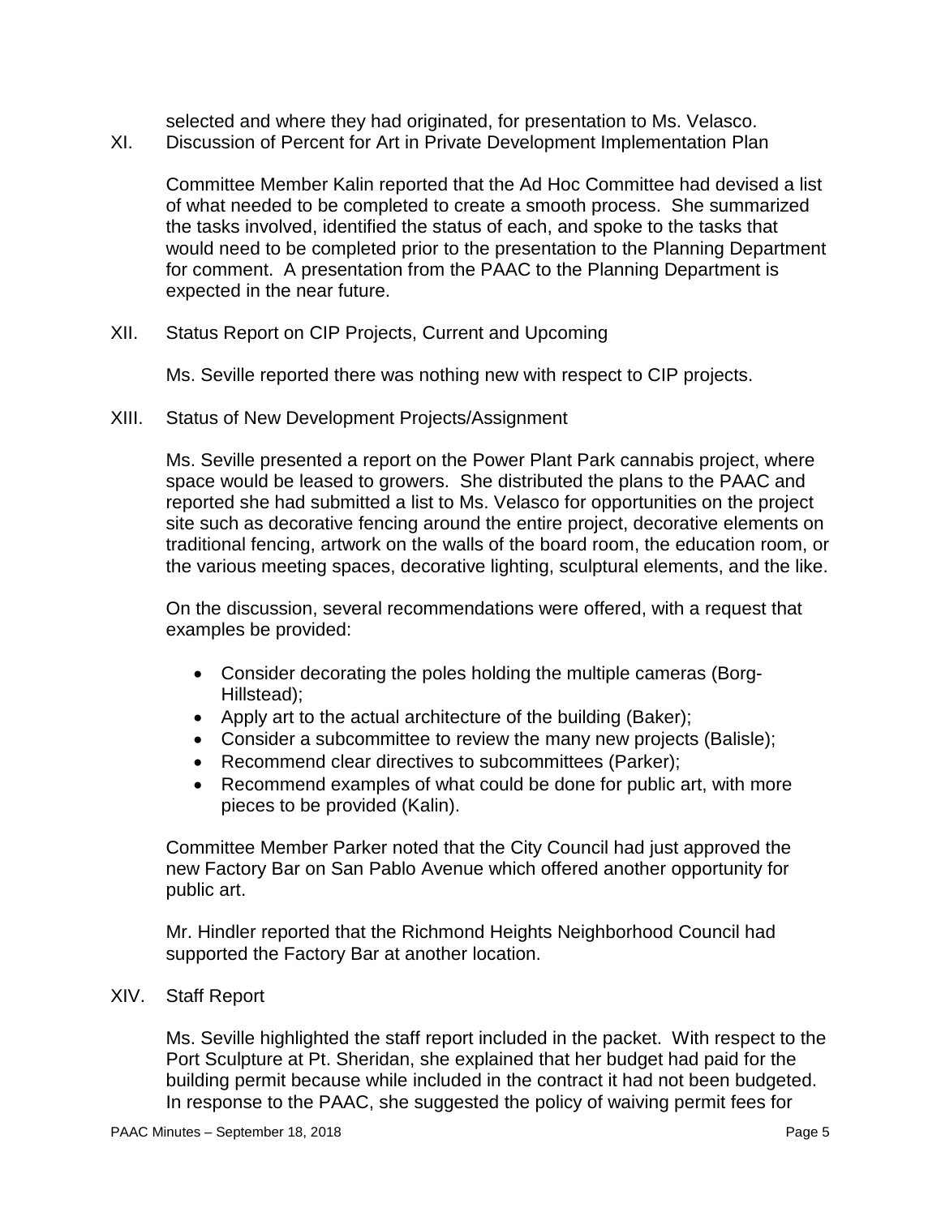selected and where they had originated, for presentation to Ms. Velasco.

XI. Discussion of Percent for Art in Private Development Implementation Plan

Committee Member Kalin reported that the Ad Hoc Committee had devised a list of what needed to be completed to create a smooth process. She summarized the tasks involved, identified the status of each, and spoke to the tasks that would need to be completed prior to the presentation to the Planning Department for comment. A presentation from the PAAC to the Planning Department is expected in the near future.

XII. Status Report on CIP Projects, Current and Upcoming

Ms. Seville reported there was nothing new with respect to CIP projects.

XIII. Status of New Development Projects/Assignment

Ms. Seville presented a report on the Power Plant Park cannabis project, where space would be leased to growers. She distributed the plans to the PAAC and reported she had submitted a list to Ms. Velasco for opportunities on the project site such as decorative fencing around the entire project, decorative elements on traditional fencing, artwork on the walls of the board room, the education room, or the various meeting spaces, decorative lighting, sculptural elements, and the like.

On the discussion, several recommendations were offered, with a request that examples be provided:

- Consider decorating the poles holding the multiple cameras (Borg-Hillstead);
- Apply art to the actual architecture of the building (Baker);
- Consider a subcommittee to review the many new projects (Balisle);
- Recommend clear directives to subcommittees (Parker);
- Recommend examples of what could be done for public art, with more pieces to be provided (Kalin).

Committee Member Parker noted that the City Council had just approved the new Factory Bar on San Pablo Avenue which offered another opportunity for public art.

Mr. Hindler reported that the Richmond Heights Neighborhood Council had supported the Factory Bar at another location.

XIV. Staff Report

Ms. Seville highlighted the staff report included in the packet. With respect to the Port Sculpture at Pt. Sheridan, she explained that her budget had paid for the building permit because while included in the contract it had not been budgeted. In response to the PAAC, she suggested the policy of waiving permit fees for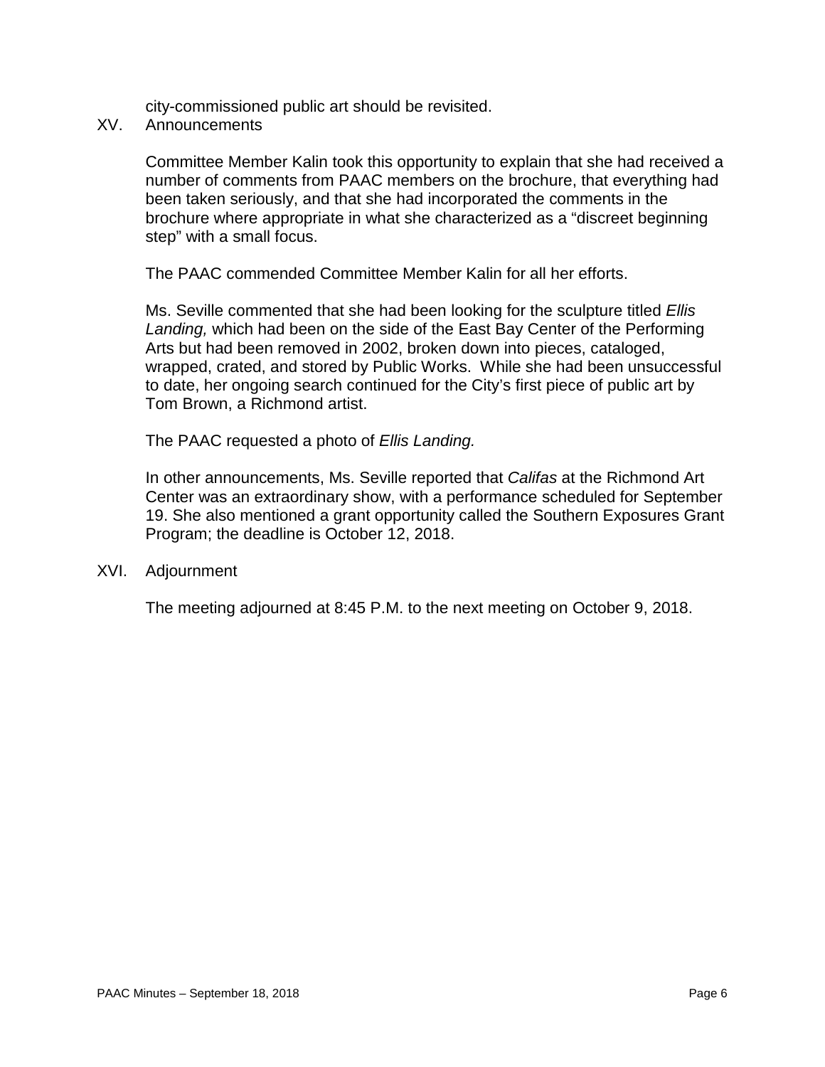city-commissioned public art should be revisited.

XV. Announcements

Committee Member Kalin took this opportunity to explain that she had received a number of comments from PAAC members on the brochure, that everything had been taken seriously, and that she had incorporated the comments in the brochure where appropriate in what she characterized as a "discreet beginning step" with a small focus.

The PAAC commended Committee Member Kalin for all her efforts.

Ms. Seville commented that she had been looking for the sculpture titled *Ellis Landing,* which had been on the side of the East Bay Center of the Performing Arts but had been removed in 2002, broken down into pieces, cataloged, wrapped, crated, and stored by Public Works. While she had been unsuccessful to date, her ongoing search continued for the City's first piece of public art by Tom Brown, a Richmond artist.

The PAAC requested a photo of *Ellis Landing.*

In other announcements, Ms. Seville reported that *Califas* at the Richmond Art Center was an extraordinary show, with a performance scheduled for September 19. She also mentioned a grant opportunity called the Southern Exposures Grant Program; the deadline is October 12, 2018.

XVI. Adjournment

The meeting adjourned at 8:45 P.M. to the next meeting on October 9, 2018.